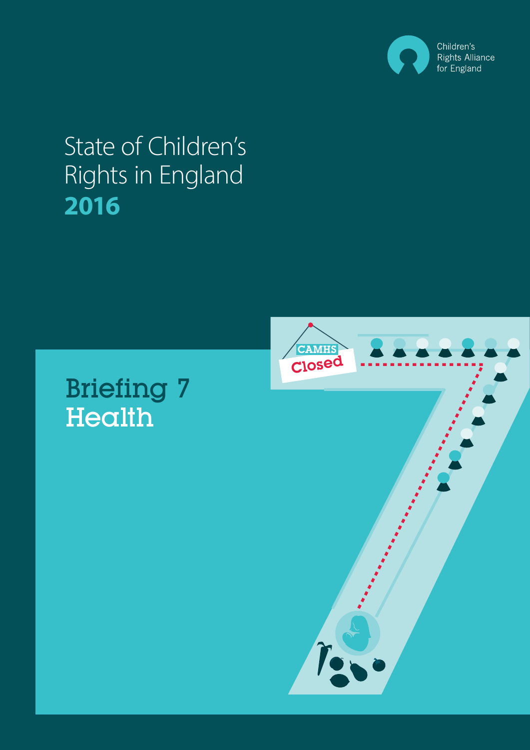Children's Rights Alliance for England

# State of Children's Rights in England 2016

## Briefing 7 Health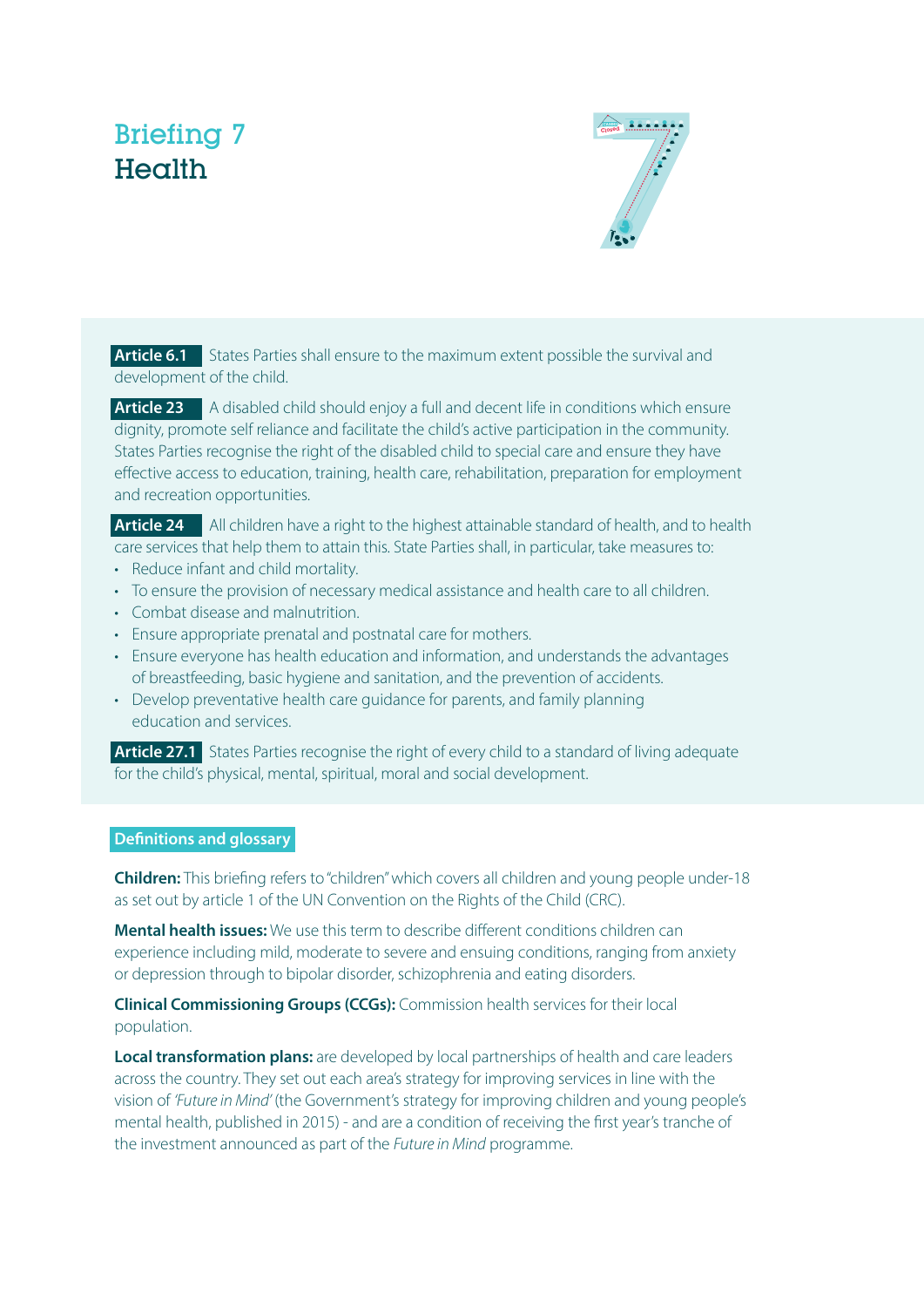# Briefing 7
## Health

**Article 6.1** States Parties shall ensure to the maximum extent possible the survival and development of the child.

**Article 23** A disabled child should enjoy a full and decent life in conditions which ensure dignity, promote self reliance and facilitate the child's active participation in the community. States Parties recognise the right of the disabled child to special care and ensure they have effective access to education, training, health care, rehabilitation, preparation for employment and recreation opportunities.

**Article 24** All children have a right to the highest attainable standard of health, and to health care services that help them to attain this. State Parties shall, in particular, take measures to:

- Reduce infant and child mortality.
- To ensure the provision of necessary medical assistance and health care to all children.
- Combat disease and malnutrition.
- Ensure appropriate prenatal and postnatal care for mothers.
- Ensure everyone has health education and information, and understands the advantages of breastfeeding, basic hygiene and sanitation, and the prevention of accidents.
- Develop preventative health care guidance for parents, and family planning education and services.

**Article 27.1** States Parties recognise the right of every child to a standard of living adequate for the child's physical, mental, spiritual, moral and social development.

### Definitions and glossary

**Children:** This briefing refers to "children" which covers all children and young people under-18 as set out by article 1 of the UN Convention on the Rights of the Child (CRC).

**Mental health issues:** We use this term to describe different conditions children can experience including mild, moderate to severe and ensuing conditions, ranging from anxiety or depression through to bipolar disorder, schizophrenia and eating disorders.

**Clinical Commissioning Groups (CCGs):** Commission health services for their local population.

**Local transformation plans:** are developed by local partnerships of health and care leaders across the country. They set out each area's strategy for improving services in line with the vision of *'Future in Mind'* (the Government's strategy for improving children and young people's mental health, published in 2015) - and are a condition of receiving the first year's tranche of the investment announced as part of the *Future in Mind* programme.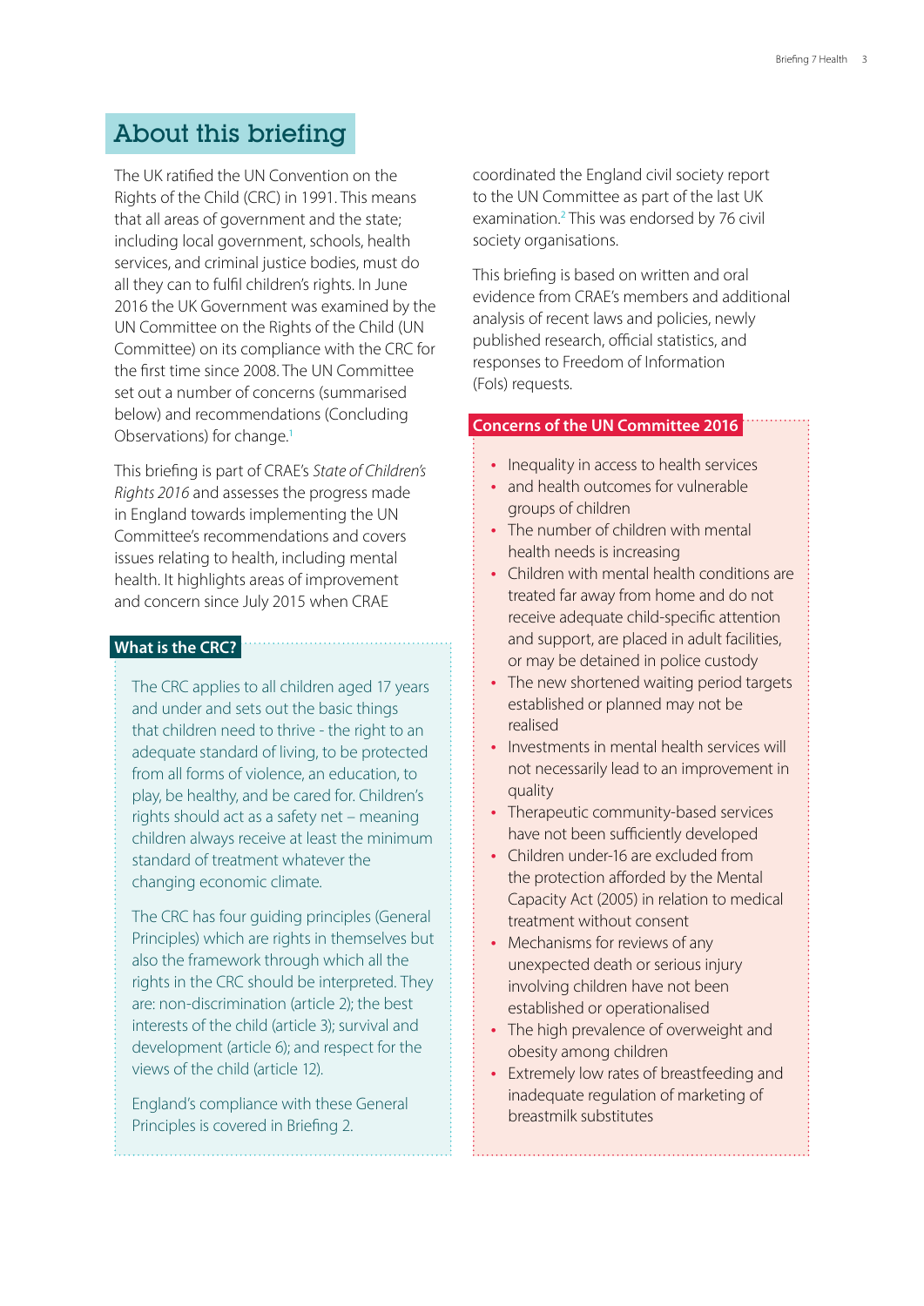## About this briefing

The UK ratified the UN Convention on the Rights of the Child (CRC) in 1991. This means that all areas of government and the state; including local government, schools, health services, and criminal justice bodies, must do all they can to fulfil children's rights. In June 2016 the UK Government was examined by the UN Committee on the Rights of the Child (UN Committee) on its compliance with the CRC for the first time since 2008. The UN Committee set out a number of concerns (summarised below) and recommendations (Concluding Observations) for change.[1]

This briefing is part of CRAE's *State of Children's Rights 2016* and assesses the progress made in England towards implementing the UN Committee's recommendations and covers issues relating to health, including mental health. It highlights areas of improvement and concern since July 2015 when CRAE coordinated the England civil society report to the UN Committee as part of the last UK examination.[2] This was endorsed by 76 civil society organisations.

This briefing is based on written and oral evidence from CRAE's members and additional analysis of recent laws and policies, newly published research, official statistics, and responses to Freedom of Information (FoIs) requests.

### What is the CRC?

The CRC applies to all children aged 17 years and under and sets out the basic things that children need to thrive - the right to an adequate standard of living, to be protected from all forms of violence, an education, to play, be healthy, and be cared for. Children's rights should act as a safety net – meaning children always receive at least the minimum standard of treatment whatever the changing economic climate.

The CRC has four guiding principles (General Principles) which are rights in themselves but also the framework through which all the rights in the CRC should be interpreted. They are: non-discrimination (article 2); the best interests of the child (article 3); survival and development (article 6); and respect for the views of the child (article 12).

England's compliance with these General Principles is covered in Briefing 2.

### Concerns of the UN Committee 2016

- Inequality in access to health services
- and health outcomes for vulnerable groups of children
- The number of children with mental health needs is increasing
- Children with mental health conditions are treated far away from home and do not receive adequate child-specific attention and support, are placed in adult facilities, or may be detained in police custody
- The new shortened waiting period targets established or planned may not be realised
- Investments in mental health services will not necessarily lead to an improvement in quality
- Therapeutic community-based services have not been sufficiently developed
- Children under-16 are excluded from the protection afforded by the Mental Capacity Act (2005) in relation to medical treatment without consent
- Mechanisms for reviews of any unexpected death or serious injury involving children have not been established or operationalised
- The high prevalence of overweight and obesity among children
- Extremely low rates of breastfeeding and inadequate regulation of marketing of breastmilk substitutes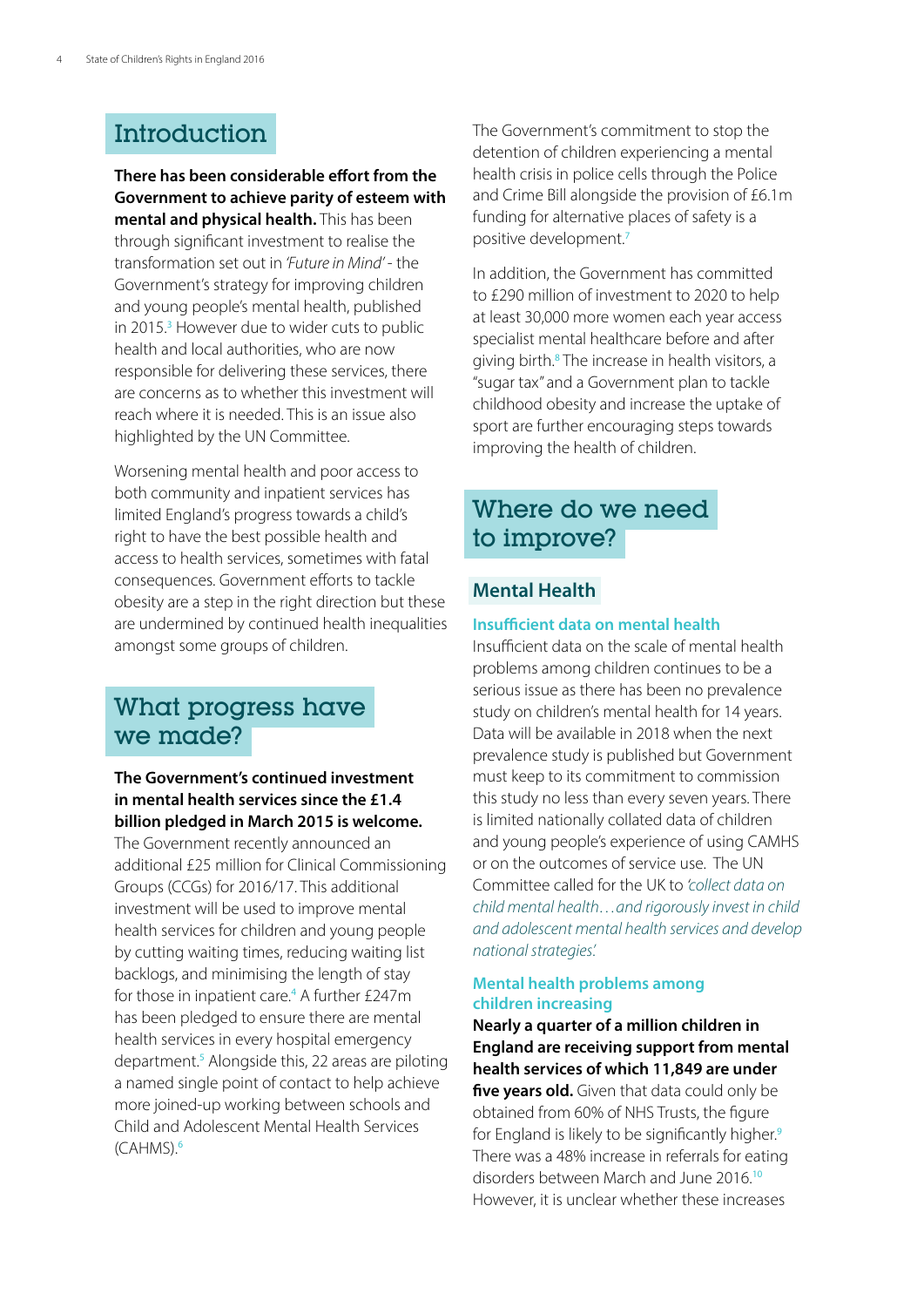## Introduction

**There has been considerable effort from the Government to achieve parity of esteem with mental and physical health.** This has been through significant investment to realise the transformation set out in *'Future in Mind'* - the Government's strategy for improving children and young people's mental health, published in 2015.[3] However due to wider cuts to public health and local authorities, who are now responsible for delivering these services, there are concerns as to whether this investment will reach where it is needed. This is an issue also highlighted by the UN Committee.

Worsening mental health and poor access to both community and inpatient services has limited England's progress towards a child's right to have the best possible health and access to health services, sometimes with fatal consequences. Government efforts to tackle obesity are a step in the right direction but these are undermined by continued health inequalities amongst some groups of children.

## What progress have we made?

**The Government's continued investment in mental health services since the £1.4 billion pledged in March 2015 is welcome.** The Government recently announced an additional £25 million for Clinical Commissioning Groups (CCGs) for 2016/17. This additional investment will be used to improve mental health services for children and young people by cutting waiting times, reducing waiting list backlogs, and minimising the length of stay for those in inpatient care.[4] A further £247m has been pledged to ensure there are mental health services in every hospital emergency department.[5] Alongside this, 22 areas are piloting a named single point of contact to help achieve more joined-up working between schools and Child and Adolescent Mental Health Services (CAHMS).[6]

The Government's commitment to stop the detention of children experiencing a mental health crisis in police cells through the Police and Crime Bill alongside the provision of £6.1m funding for alternative places of safety is a positive development.[7]

In addition, the Government has committed to £290 million of investment to 2020 to help at least 30,000 more women each year access specialist mental healthcare before and after giving birth.[8] The increase in health visitors, a "sugar tax" and a Government plan to tackle childhood obesity and increase the uptake of sport are further encouraging steps towards improving the health of children.

## Where do we need to improve?

### Mental Health

#### Insufficient data on mental health

Insufficient data on the scale of mental health problems among children continues to be a serious issue as there has been no prevalence study on children's mental health for 14 years. Data will be available in 2018 when the next prevalence study is published but Government must keep to its commitment to commission this study no less than every seven years. There is limited nationally collated data of children and young people's experience of using CAMHS or on the outcomes of service use. The UN Committee called for the UK to *'collect data on child mental health…and rigorously invest in child and adolescent mental health services and develop national strategies.'*

#### Mental health problems among children increasing

**Nearly a quarter of a million children in England are receiving support from mental health services of which 11,849 are under five years old.** Given that data could only be obtained from 60% of NHS Trusts, the figure for England is likely to be significantly higher.[9] There was a 48% increase in referrals for eating disorders between March and June 2016.[10] However, it is unclear whether these increases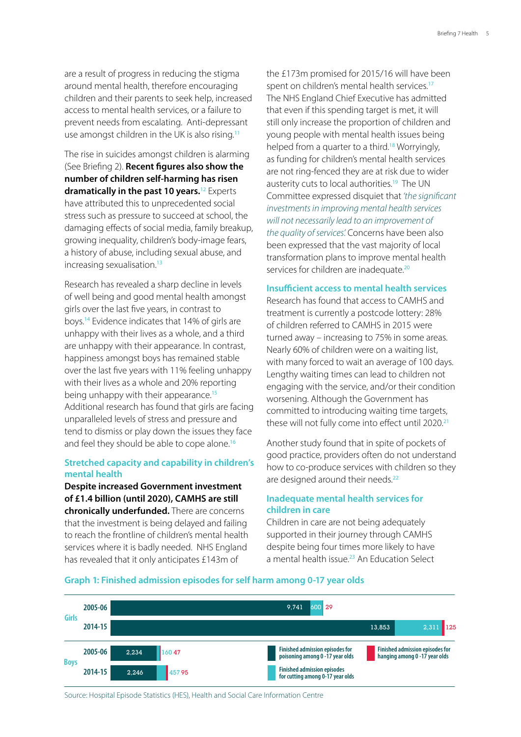are a result of progress in reducing the stigma around mental health, therefore encouraging children and their parents to seek help, increased access to mental health services, or a failure to prevent needs from escalating. Anti-depressant use amongst children in the UK is also rising.[11]

The rise in suicides amongst children is alarming (See Briefing 2). **Recent figures also show the number of children self-harming has risen dramatically in the past 10 years.**[12] Experts have attributed this to unprecedented social stress such as pressure to succeed at school, the damaging effects of social media, family breakup, growing inequality, children's body-image fears, a history of abuse, including sexual abuse, and increasing sexualisation.[13]

Research has revealed a sharp decline in levels of well being and good mental health amongst girls over the last five years, in contrast to boys.[14] Evidence indicates that 14% of girls are unhappy with their lives as a whole, and a third are unhappy with their appearance. In contrast, happiness amongst boys has remained stable over the last five years with 11% feeling unhappy with their lives as a whole and 20% reporting being unhappy with their appearance.[15] Additional research has found that girls are facing unparalleled levels of stress and pressure and tend to dismiss or play down the issues they face and feel they should be able to cope alone.[16]

### Stretched capacity and capability in children's mental health

**Despite increased Government investment of £1.4 billion (until 2020), CAMHS are still chronically underfunded.** There are concerns that the investment is being delayed and failing to reach the frontline of children's mental health services where it is badly needed. NHS England has revealed that it only anticipates £143m of the £173m promised for 2015/16 will have been spent on children's mental health services.[17] The NHS England Chief Executive has admitted that even if this spending target is met, it will still only increase the proportion of children and young people with mental health issues being helped from a quarter to a third.[18] Worryingly, as funding for children's mental health services are not ring-fenced they are at risk due to wider austerity cuts to local authorities.[19] The UN Committee expressed disquiet that *'the significant investments in improving mental health services will not necessarily lead to an improvement of the quality of services'.* Concerns have been also been expressed that the vast majority of local transformation plans to improve mental health services for children are inadequate.[20]

### Insufficient access to mental health services

Research has found that access to CAMHS and treatment is currently a postcode lottery: 28% of children referred to CAMHS in 2015 were turned away – increasing to 75% in some areas. Nearly 60% of children were on a waiting list, with many forced to wait an average of 100 days. Lengthy waiting times can lead to children not engaging with the service, and/or their condition worsening. Although the Government has committed to introducing waiting time targets, these will not fully come into effect until 2020.[21]

Another study found that in spite of pockets of good practice, providers often do not understand how to co-produce services with children so they are designed around their needs.[22]

### Inadequate mental health services for children in care

Children in care are not being adequately supported in their journey through CAMHS despite being four times more likely to have a mental health issue.[23] An Education Select

**Graph 1: Finished admission episodes for self harm among 0-17 year olds**

| | Year | Finished admission episodes for poisoning among 0-17 year olds | Finished admission episodes for cutting among 0-17 year olds | Finished admission episodes for hanging among 0-17 year olds |
|---|---|---|---|---|
| Girls | 2005-06 | 9,741 | 600 | 29 |
| | 2014-15 | 13,853 | 2,311 | 125 |
| Boys | 2005-06 | 2,234 | 160 | 47 |
| | 2014-15 | 2,246 | 457 | 95 |

Source: Hospital Episode Statistics (HES), Health and Social Care Information Centre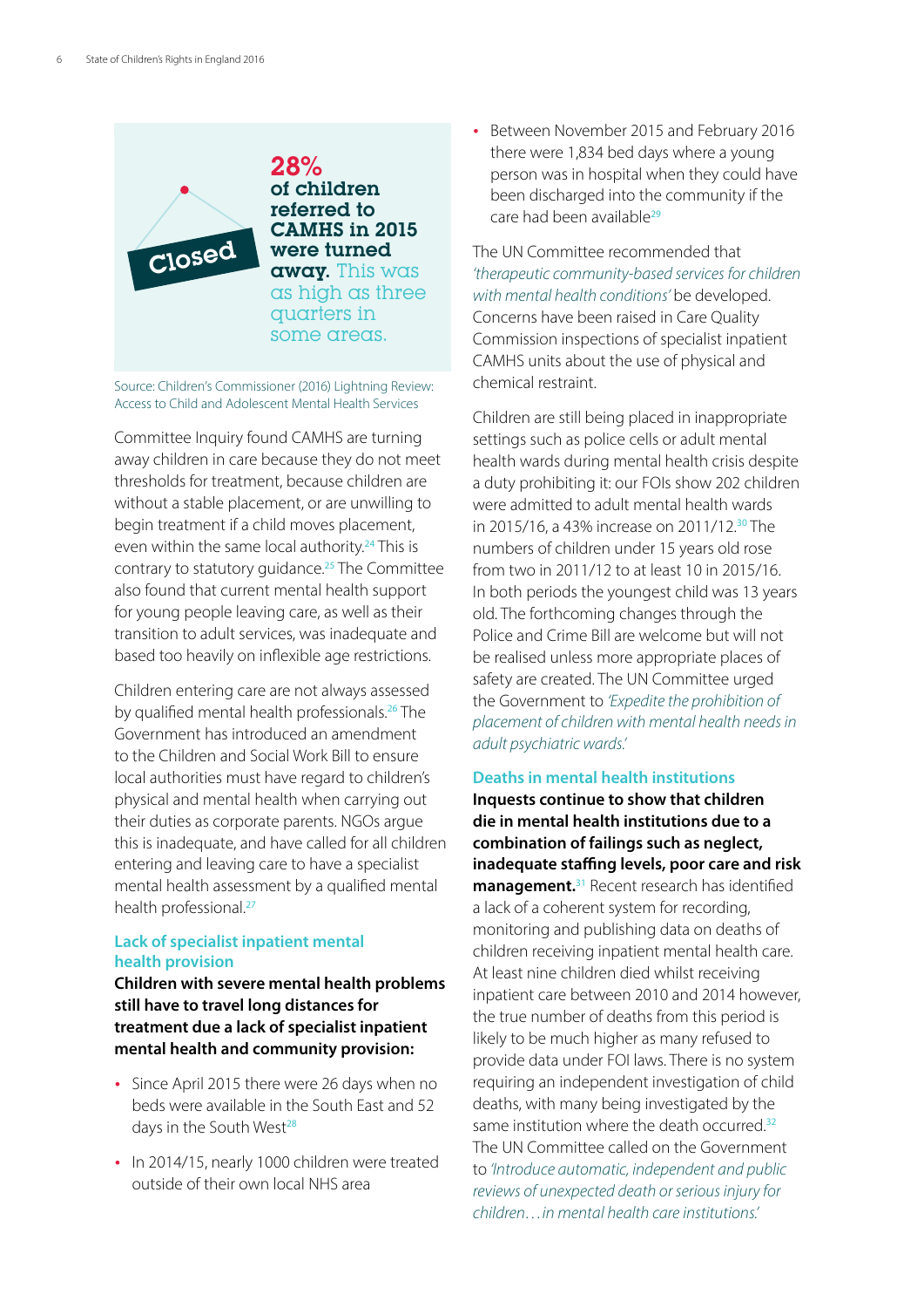**28% of children referred to CAMHS in 2015 were turned away.** This was as high as three quarters in some areas.

Source: Children's Commissioner (2016) Lightning Review: Access to Child and Adolescent Mental Health Services

Committee Inquiry found CAMHS are turning away children in care because they do not meet thresholds for treatment, because children are without a stable placement, or are unwilling to begin treatment if a child moves placement, even within the same local authority.[24] This is contrary to statutory guidance.[25] The Committee also found that current mental health support for young people leaving care, as well as their transition to adult services, was inadequate and based too heavily on inflexible age restrictions.

Children entering care are not always assessed by qualified mental health professionals.[26] The Government has introduced an amendment to the Children and Social Work Bill to ensure local authorities must have regard to children's physical and mental health when carrying out their duties as corporate parents. NGOs argue this is inadequate, and have called for all children entering and leaving care to have a specialist mental health assessment by a qualified mental health professional.[27]

### Lack of specialist inpatient mental health provision

**Children with severe mental health problems still have to travel long distances for treatment due a lack of specialist inpatient mental health and community provision:**

- Since April 2015 there were 26 days when no beds were available in the South East and 52 days in the South West[28]
- In 2014/15, nearly 1000 children were treated outside of their own local NHS area
- Between November 2015 and February 2016 there were 1,834 bed days where a young person was in hospital when they could have been discharged into the community if the care had been available[29]

The UN Committee recommended that *'therapeutic community-based services for children with mental health conditions'* be developed. Concerns have been raised in Care Quality Commission inspections of specialist inpatient CAMHS units about the use of physical and chemical restraint.

Children are still being placed in inappropriate settings such as police cells or adult mental health wards during mental health crisis despite a duty prohibiting it: our FOIs show 202 children were admitted to adult mental health wards in 2015/16, a 43% increase on 2011/12.[30] The numbers of children under 15 years old rose from two in 2011/12 to at least 10 in 2015/16. In both periods the youngest child was 13 years old. The forthcoming changes through the Police and Crime Bill are welcome but will not be realised unless more appropriate places of safety are created. The UN Committee urged the Government to *'Expedite the prohibition of placement of children with mental health needs in adult psychiatric wards.'*

### Deaths in mental health institutions

**Inquests continue to show that children die in mental health institutions due to a combination of failings such as neglect, inadequate staffing levels, poor care and risk management.**[31] Recent research has identified a lack of a coherent system for recording, monitoring and publishing data on deaths of children receiving inpatient mental health care. At least nine children died whilst receiving inpatient care between 2010 and 2014 however, the true number of deaths from this period is likely to be much higher as many refused to provide data under FOI laws. There is no system requiring an independent investigation of child deaths, with many being investigated by the same institution where the death occurred.[32] The UN Committee called on the Government to *'Introduce automatic, independent and public reviews of unexpected death or serious injury for children…in mental health care institutions.'*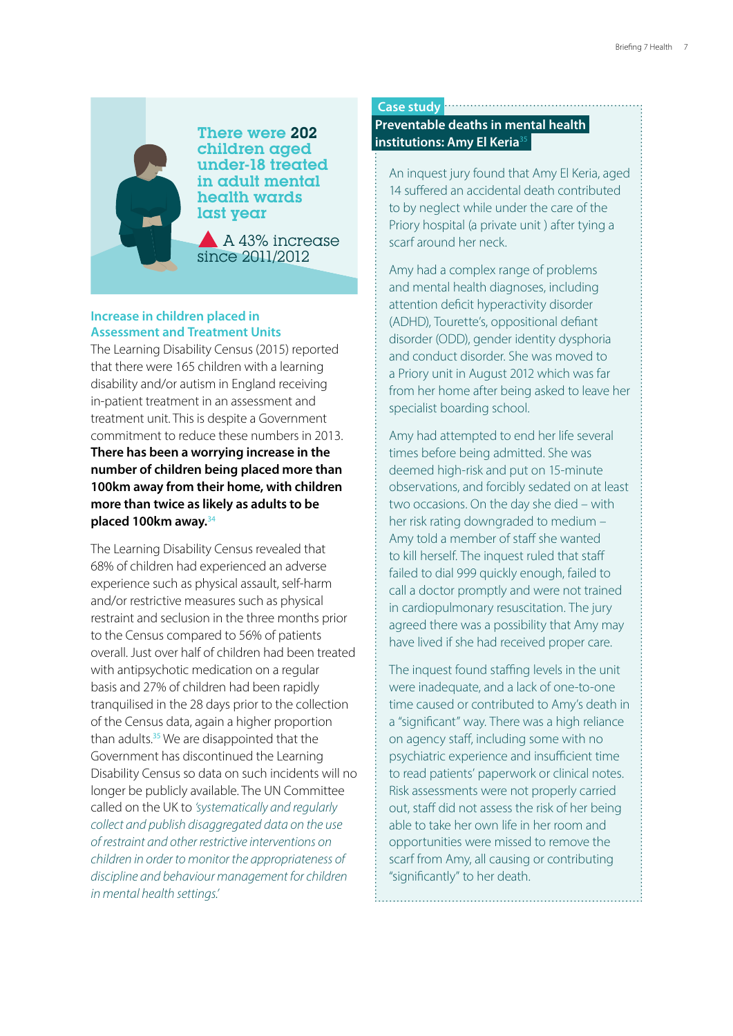**There were 202 children aged under-18 treated in adult mental health wards last year**

▲ A 43% increase since 2011/2012

### Increase in children placed in Assessment and Treatment Units

The Learning Disability Census (2015) reported that there were 165 children with a learning disability and/or autism in England receiving in-patient treatment in an assessment and treatment unit. This is despite a Government commitment to reduce these numbers in 2013. **There has been a worrying increase in the number of children being placed more than 100km away from their home, with children more than twice as likely as adults to be placed 100km away.**[34]

The Learning Disability Census revealed that 68% of children had experienced an adverse experience such as physical assault, self-harm and/or restrictive measures such as physical restraint and seclusion in the three months prior to the Census compared to 56% of patients overall. Just over half of children had been treated with antipsychotic medication on a regular basis and 27% of children had been rapidly tranquilised in the 28 days prior to the collection of the Census data, again a higher proportion than adults.[35] We are disappointed that the Government has discontinued the Learning Disability Census so data on such incidents will no longer be publicly available. The UN Committee called on the UK to *'systematically and regularly collect and publish disaggregated data on the use of restraint and other restrictive interventions on children in order to monitor the appropriateness of discipline and behaviour management for children in mental health settings.'*

**Case study**

### Preventable deaths in mental health institutions: Amy El Keria[35]

An inquest jury found that Amy El Keria, aged 14 suffered an accidental death contributed to by neglect while under the care of the Priory hospital (a private unit ) after tying a scarf around her neck.

Amy had a complex range of problems and mental health diagnoses, including attention deficit hyperactivity disorder (ADHD), Tourette's, oppositional defiant disorder (ODD), gender identity dysphoria and conduct disorder. She was moved to a Priory unit in August 2012 which was far from her home after being asked to leave her specialist boarding school.

Amy had attempted to end her life several times before being admitted. She was deemed high-risk and put on 15-minute observations, and forcibly sedated on at least two occasions. On the day she died – with her risk rating downgraded to medium – Amy told a member of staff she wanted to kill herself. The inquest ruled that staff failed to dial 999 quickly enough, failed to call a doctor promptly and were not trained in cardiopulmonary resuscitation. The jury agreed there was a possibility that Amy may have lived if she had received proper care.

The inquest found staffing levels in the unit were inadequate, and a lack of one-to-one time caused or contributed to Amy's death in a "significant" way. There was a high reliance on agency staff, including some with no psychiatric experience and insufficient time to read patients' paperwork or clinical notes. Risk assessments were not properly carried out, staff did not assess the risk of her being able to take her own life in her room and opportunities were missed to remove the scarf from Amy, all causing or contributing "significantly" to her death.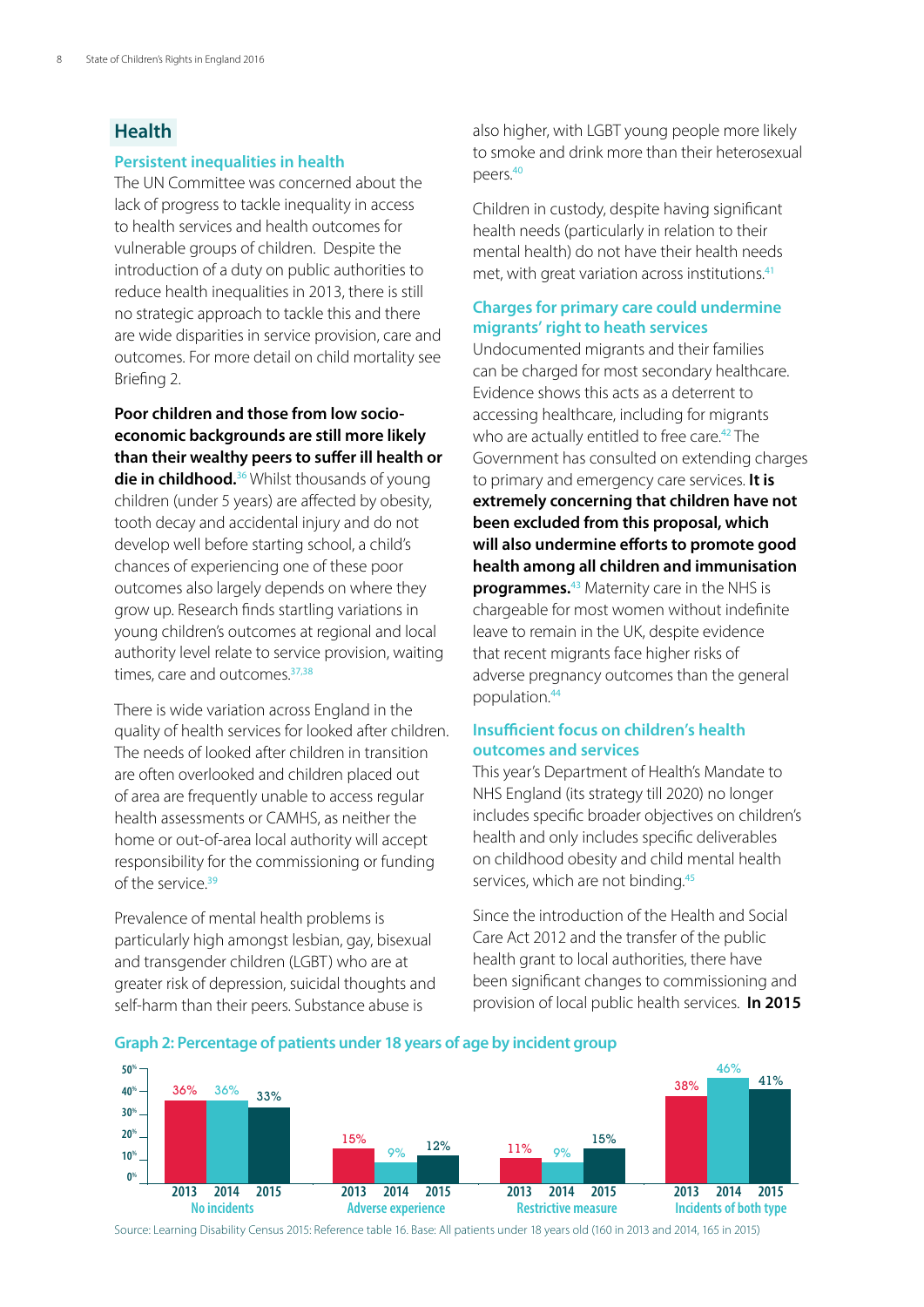## Health

### Persistent inequalities in health

The UN Committee was concerned about the lack of progress to tackle inequality in access to health services and health outcomes for vulnerable groups of children. Despite the introduction of a duty on public authorities to reduce health inequalities in 2013, there is still no strategic approach to tackle this and there are wide disparities in service provision, care and outcomes. For more detail on child mortality see Briefing 2.

**Poor children and those from low socio-economic backgrounds are still more likely than their wealthy peers to suffer ill health or die in childhood.**[36] Whilst thousands of young children (under 5 years) are affected by obesity, tooth decay and accidental injury and do not develop well before starting school, a child's chances of experiencing one of these poor outcomes also largely depends on where they grow up. Research finds startling variations in young children's outcomes at regional and local authority level relate to service provision, waiting times, care and outcomes.[37,38]

There is wide variation across England in the quality of health services for looked after children. The needs of looked after children in transition are often overlooked and children placed out of area are frequently unable to access regular health assessments or CAMHS, as neither the home or out-of-area local authority will accept responsibility for the commissioning or funding of the service.[39]

Prevalence of mental health problems is particularly high amongst lesbian, gay, bisexual and transgender children (LGBT) who are at greater risk of depression, suicidal thoughts and self-harm than their peers. Substance abuse is also higher, with LGBT young people more likely to smoke and drink more than their heterosexual peers.[40]

Children in custody, despite having significant health needs (particularly in relation to their mental health) do not have their health needs met, with great variation across institutions.[41]

### Charges for primary care could undermine migrants' right to heath services

Undocumented migrants and their families can be charged for most secondary healthcare. Evidence shows this acts as a deterrent to accessing healthcare, including for migrants who are actually entitled to free care.[42] The Government has consulted on extending charges to primary and emergency care services. **It is extremely concerning that children have not been excluded from this proposal, which will also undermine efforts to promote good health among all children and immunisation programmes.**[43] Maternity care in the NHS is chargeable for most women without indefinite leave to remain in the UK, despite evidence that recent migrants face higher risks of adverse pregnancy outcomes than the general population.[44]

### Insufficient focus on children's health outcomes and services

This year's Department of Health's Mandate to NHS England (its strategy till 2020) no longer includes specific broader objectives on children's health and only includes specific deliverables on childhood obesity and child mental health services, which are not binding.[45]

Since the introduction of the Health and Social Care Act 2012 and the transfer of the public health grant to local authorities, there have been significant changes to commissioning and provision of local public health services. **In 2015**

**Graph 2: Percentage of patients under 18 years of age by incident group**

| Incident group | 2013 | 2014 | 2015 |
|---|---|---|---|
| No incidents | 36% | 36% | 33% |
| Adverse experience | 15% | 9% | 12% |
| Restrictive measure | 11% | 9% | 15% |
| Incidents of both type | 38% | 46% | 41% |

Source: Learning Disability Census 2015: Reference table 16. Base: All patients under 18 years old (160 in 2013 and 2014, 165 in 2015)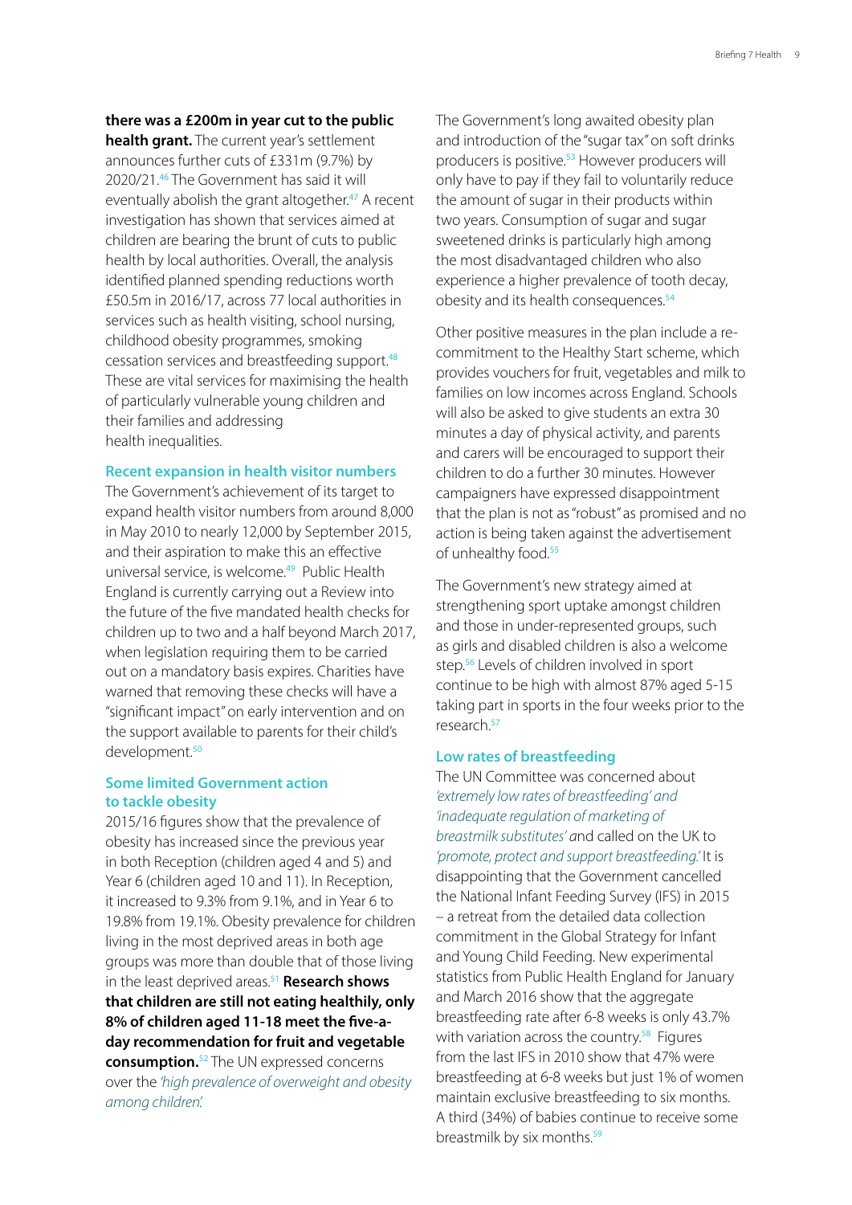**there was a £200m in year cut to the public health grant.** The current year's settlement announces further cuts of £331m (9.7%) by 2020/21.[46] The Government has said it will eventually abolish the grant altogether.[47] A recent investigation has shown that services aimed at children are bearing the brunt of cuts to public health by local authorities. Overall, the analysis identified planned spending reductions worth £50.5m in 2016/17, across 77 local authorities in services such as health visiting, school nursing, childhood obesity programmes, smoking cessation services and breastfeeding support.[48] These are vital services for maximising the health of particularly vulnerable young children and their families and addressing health inequalities.

### Recent expansion in health visitor numbers

The Government's achievement of its target to expand health visitor numbers from around 8,000 in May 2010 to nearly 12,000 by September 2015, and their aspiration to make this an effective universal service, is welcome.[49] Public Health England is currently carrying out a Review into the future of the five mandated health checks for children up to two and a half beyond March 2017, when legislation requiring them to be carried out on a mandatory basis expires. Charities have warned that removing these checks will have a "significant impact" on early intervention and on the support available to parents for their child's development.[50]

### Some limited Government action to tackle obesity

2015/16 figures show that the prevalence of obesity has increased since the previous year in both Reception (children aged 4 and 5) and Year 6 (children aged 10 and 11). In Reception, it increased to 9.3% from 9.1%, and in Year 6 to 19.8% from 19.1%. Obesity prevalence for children living in the most deprived areas in both age groups was more than double that of those living in the least deprived areas.[51] **Research shows that children are still not eating healthily, only 8% of children aged 11-18 meet the five-a-day recommendation for fruit and vegetable consumption.**[52] The UN expressed concerns over the *'high prevalence of overweight and obesity among children'.*

The Government's long awaited obesity plan and introduction of the "sugar tax" on soft drinks producers is positive.[53] However producers will only have to pay if they fail to voluntarily reduce the amount of sugar in their products within two years. Consumption of sugar and sugar sweetened drinks is particularly high among the most disadvantaged children who also experience a higher prevalence of tooth decay, obesity and its health consequences.[54]

Other positive measures in the plan include a re-commitment to the Healthy Start scheme, which provides vouchers for fruit, vegetables and milk to families on low incomes across England. Schools will also be asked to give students an extra 30 minutes a day of physical activity, and parents and carers will be encouraged to support their children to do a further 30 minutes. However campaigners have expressed disappointment that the plan is not as "robust" as promised and no action is being taken against the advertisement of unhealthy food.[55]

The Government's new strategy aimed at strengthening sport uptake amongst children and those in under-represented groups, such as girls and disabled children is also a welcome step.[56] Levels of children involved in sport continue to be high with almost 87% aged 5-15 taking part in sports in the four weeks prior to the research.[57]

### Low rates of breastfeeding

The UN Committee was concerned about *'extremely low rates of breastfeeding'* and *'inadequate regulation of marketing of breastmilk substitutes'* and called on the UK to *'promote, protect and support breastfeeding.'* It is disappointing that the Government cancelled the National Infant Feeding Survey (IFS) in 2015 – a retreat from the detailed data collection commitment in the Global Strategy for Infant and Young Child Feeding. New experimental statistics from Public Health England for January and March 2016 show that the aggregate breastfeeding rate after 6-8 weeks is only 43.7% with variation across the country.[58] Figures from the last IFS in 2010 show that 47% were breastfeeding at 6-8 weeks but just 1% of women maintain exclusive breastfeeding to six months. A third (34%) of babies continue to receive some breastmilk by six months.[59]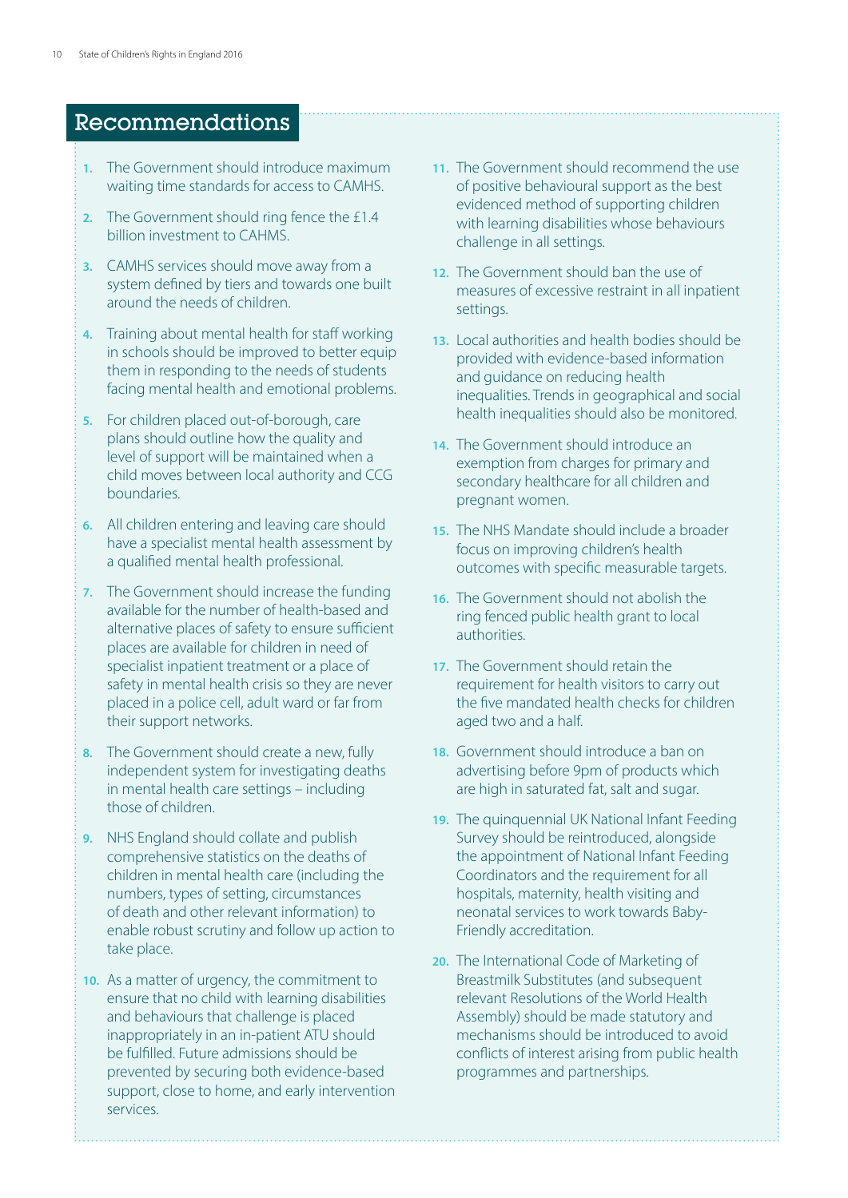## Recommendations

1. The Government should introduce maximum waiting time standards for access to CAMHS.
2. The Government should ring fence the £1.4 billion investment to CAHMS.
3. CAMHS services should move away from a system defined by tiers and towards one built around the needs of children.
4. Training about mental health for staff working in schools should be improved to better equip them in responding to the needs of students facing mental health and emotional problems.
5. For children placed out-of-borough, care plans should outline how the quality and level of support will be maintained when a child moves between local authority and CCG boundaries.
6. All children entering and leaving care should have a specialist mental health assessment by a qualified mental health professional.
7. The Government should increase the funding available for the number of health-based and alternative places of safety to ensure sufficient places are available for children in need of specialist inpatient treatment or a place of safety in mental health crisis so they are never placed in a police cell, adult ward or far from their support networks.
8. The Government should create a new, fully independent system for investigating deaths in mental health care settings – including those of children.
9. NHS England should collate and publish comprehensive statistics on the deaths of children in mental health care (including the numbers, types of setting, circumstances of death and other relevant information) to enable robust scrutiny and follow up action to take place.
10. As a matter of urgency, the commitment to ensure that no child with learning disabilities and behaviours that challenge is placed inappropriately in an in-patient ATU should be fulfilled. Future admissions should be prevented by securing both evidence-based support, close to home, and early intervention services.
11. The Government should recommend the use of positive behavioural support as the best evidenced method of supporting children with learning disabilities whose behaviours challenge in all settings.
12. The Government should ban the use of measures of excessive restraint in all inpatient settings.
13. Local authorities and health bodies should be provided with evidence-based information and guidance on reducing health inequalities. Trends in geographical and social health inequalities should also be monitored.
14. The Government should introduce an exemption from charges for primary and secondary healthcare for all children and pregnant women.
15. The NHS Mandate should include a broader focus on improving children's health outcomes with specific measurable targets.
16. The Government should not abolish the ring fenced public health grant to local authorities.
17. The Government should retain the requirement for health visitors to carry out the five mandated health checks for children aged two and a half.
18. Government should introduce a ban on advertising before 9pm of products which are high in saturated fat, salt and sugar.
19. The quinquennial UK National Infant Feeding Survey should be reintroduced, alongside the appointment of National Infant Feeding Coordinators and the requirement for all hospitals, maternity, health visiting and neonatal services to work towards Baby-Friendly accreditation.
20. The International Code of Marketing of Breastmilk Substitutes (and subsequent relevant Resolutions of the World Health Assembly) should be made statutory and mechanisms should be introduced to avoid conflicts of interest arising from public health programmes and partnerships.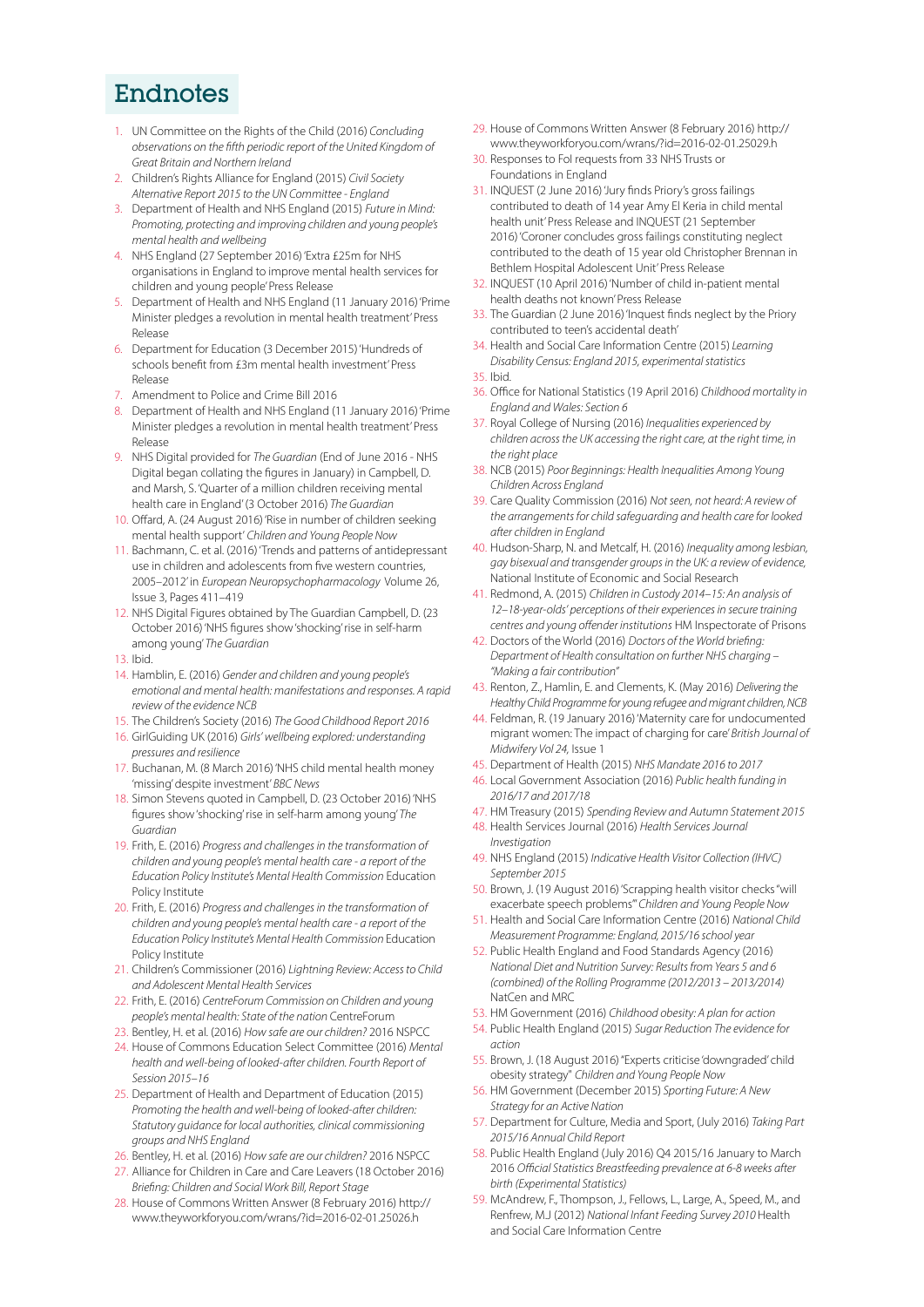# Endnotes

1. UN Committee on the Rights of the Child (2016) *Concluding observations on the fifth periodic report of the United Kingdom of Great Britain and Northern Ireland*
2. Children's Rights Alliance for England (2015) *Civil Society Alternative Report 2015 to the UN Committee - England*
3. Department of Health and NHS England (2015) *Future in Mind: Promoting, protecting and improving children and young people's mental health and wellbeing*
4. NHS England (27 September 2016) 'Extra £25m for NHS organisations in England to improve mental health services for children and young people' Press Release
5. Department of Health and NHS England (11 January 2016) 'Prime Minister pledges a revolution in mental health treatment' Press Release
6. Department for Education (3 December 2015) 'Hundreds of schools benefit from £3m mental health investment' Press Release
7. Amendment to Police and Crime Bill 2016
8. Department of Health and NHS England (11 January 2016) 'Prime Minister pledges a revolution in mental health treatment' Press Release
9. NHS Digital provided for *The Guardian* (End of June 2016 - NHS Digital began collating the figures in January) in Campbell, D. and Marsh, S. 'Quarter of a million children receiving mental health care in England' (3 October 2016) *The Guardian*
10. Offard, A. (24 August 2016) 'Rise in number of children seeking mental health support' *Children and Young People Now*
11. Bachmann, C. et al. (2016) 'Trends and patterns of antidepressant use in children and adolescents from five western countries, 2005–2012' in *European Neuropsychopharmacology* Volume 26, Issue 3, Pages 411–419
12. NHS Digital Figures obtained by The Guardian Campbell, D. (23 October 2016) 'NHS figures show 'shocking' rise in self-harm among young' *The Guardian*
13. Ibid.
14. Hamblin, E. (2016) *Gender and children and young people's emotional and mental health: manifestations and responses. A rapid review of the evidence NCB*
15. The Children's Society (2016) *The Good Childhood Report 2016*
16. GirlGuiding UK (2016) *Girls' wellbeing explored: understanding pressures and resilience*
17. Buchanan, M. (8 March 2016) 'NHS child mental health money 'missing' despite investment' *BBC News*
18. Simon Stevens quoted in Campbell, D. (23 October 2016) 'NHS figures show 'shocking' rise in self-harm among young' *The Guardian*
19. Frith, E. (2016) *Progress and challenges in the transformation of children and young people's mental health care - a report of the Education Policy Institute's Mental Health Commission* Education Policy Institute
20. Frith, E. (2016) *Progress and challenges in the transformation of children and young people's mental health care - a report of the Education Policy Institute's Mental Health Commission* Education Policy Institute
21. Children's Commissioner (2016) *Lightning Review: Access to Child and Adolescent Mental Health Services*
22. Frith, E. (2016) *CentreForum Commission on Children and young people's mental health: State of the nation* CentreForum
23. Bentley, H. et al. (2016) *How safe are our children?* 2016 NSPCC
24. House of Commons Education Select Committee (2016) *Mental health and well-being of looked-after children. Fourth Report of Session 2015–16*
25. Department of Health and Department of Education (2015) *Promoting the health and well-being of looked-after children: Statutory guidance for local authorities, clinical commissioning groups and NHS England*
26. Bentley, H. et al. (2016) *How safe are our children?* 2016 NSPCC
27. Alliance for Children in Care and Care Leavers (18 October 2016) *Briefing: Children and Social Work Bill, Report Stage*
28. House of Commons Written Answer (8 February 2016) http://www.theyworkforyou.com/wrans/?id=2016-02-01.25026.h
29. House of Commons Written Answer (8 February 2016) http://www.theyworkforyou.com/wrans/?id=2016-02-01.25029.h
30. Responses to FoI requests from 33 NHS Trusts or Foundations in England
31. INQUEST (2 June 2016) 'Jury finds Priory's gross failings contributed to death of 14 year Amy El Keria in child mental health unit' Press Release and INQUEST (21 September 2016) 'Coroner concludes gross failings constituting neglect contributed to the death of 15 year old Christopher Brennan in Bethlem Hospital Adolescent Unit' Press Release
32. INQUEST (10 April 2016) 'Number of child in-patient mental health deaths not known' Press Release
33. The Guardian (2 June 2016) 'Inquest finds neglect by the Priory contributed to teen's accidental death'
34. Health and Social Care Information Centre (2015) *Learning Disability Census: England 2015, experimental statistics*
35. Ibid.
36. Office for National Statistics (19 April 2016) *Childhood mortality in England and Wales: Section 6*
37. Royal College of Nursing (2016) *Inequalities experienced by children across the UK accessing the right care, at the right time, in the right place*
38. NCB (2015) *Poor Beginnings: Health Inequalities Among Young Children Across England*
39. Care Quality Commission (2016) *Not seen, not heard: A review of the arrangements for child safeguarding and health care for looked after children in England*
40. Hudson-Sharp, N. and Metcalf, H. (2016) *Inequality among lesbian, gay bisexual and transgender groups in the UK: a review of evidence,* National Institute of Economic and Social Research
41. Redmond, A. (2015) *Children in Custody 2014–15: An analysis of 12–18-year-olds' perceptions of their experiences in secure training centres and young offender institutions* HM Inspectorate of Prisons
42. Doctors of the World (2016) *Doctors of the World briefing: Department of Health consultation on further NHS charging – "Making a fair contribution"*
43. Renton, Z., Hamlin, E. and Clements, K. (May 2016) *Delivering the Healthy Child Programme for young refugee and migrant children, NCB*
44. Feldman, R. (19 January 2016) 'Maternity care for undocumented migrant women: The impact of charging for care' *British Journal of Midwifery Vol 24*, Issue 1
45. Department of Health (2015) *NHS Mandate 2016 to 2017*
46. Local Government Association (2016) *Public health funding in 2016/17 and 2017/18*
47. HM Treasury (2015) *Spending Review and Autumn Statement 2015*
48. Health Services Journal (2016) *Health Services Journal Investigation*
49. NHS England (2015) *Indicative Health Visitor Collection (IHVC) September 2015*
50. Brown, J. (19 August 2016) 'Scrapping health visitor checks "will exacerbate speech problems"' *Children and Young People Now*
51. Health and Social Care Information Centre (2016) *National Child Measurement Programme: England, 2015/16 school year*
52. Public Health England and Food Standards Agency (2016) *National Diet and Nutrition Survey: Results from Years 5 and 6 (combined) of the Rolling Programme (2012/2013 – 2013/2014)* NatCen and MRC
53. HM Government (2016) *Childhood obesity: A plan for action*
54. Public Health England (2015) *Sugar Reduction The evidence for action*
55. Brown, J. (18 August 2016) "Experts criticise 'downgraded' child obesity strategy" *Children and Young People Now*
56. HM Government (December 2015) *Sporting Future: A New Strategy for an Active Nation*
57. Department for Culture, Media and Sport, (July 2016) *Taking Part 2015/16 Annual Child Report*
58. Public Health England (July 2016) Q4 2015/16 January to March 2016 *Official Statistics Breastfeeding prevalence at 6-8 weeks after birth (Experimental Statistics)*
59. McAndrew, F., Thompson, J., Fellows, L., Large, A., Speed, M., and Renfrew, MJ (2012) *National Infant Feeding Survey 2010* Health and Social Care Information Centre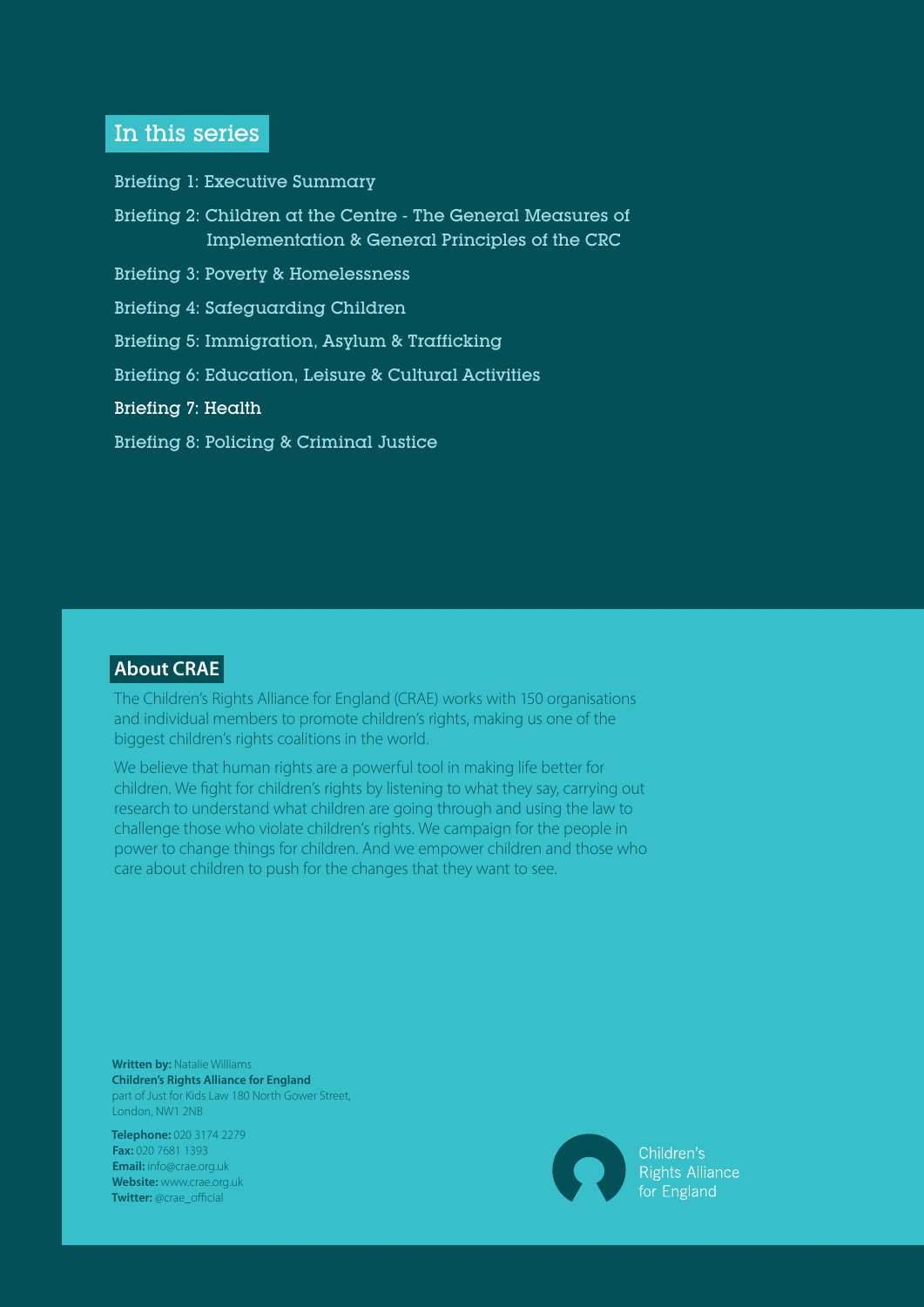## In this series

Briefing 1: Executive Summary

Briefing 2: Children at the Centre - The General Measures of Implementation & General Principles of the CRC

Briefing 3: Poverty & Homelessness

Briefing 4: Safeguarding Children

Briefing 5: Immigration, Asylum & Trafficking

Briefing 6: Education, Leisure & Cultural Activities

Briefing 7: Health

Briefing 8: Policing & Criminal Justice

## About CRAE

The Children's Rights Alliance for England (CRAE) works with 150 organisations and individual members to promote children's rights, making us one of the biggest children's rights coalitions in the world.

We believe that human rights are a powerful tool in making life better for children. We fight for children's rights by listening to what they say, carrying out research to understand what children are going through and using the law to challenge those who violate children's rights. We campaign for the people in power to change things for children. And we empower children and those who care about children to push for the changes that they want to see.

**Written by:** Natalie Williams
**Children's Rights Alliance for England**
part of Just for Kids Law 180 North Gower Street,
London, NW1 2NB

**Telephone:** 020 3174 2279
**Fax:** 020 7681 1393
**Email:** info@crae.org.uk
**Website:** www.crae.org.uk
**Twitter:** @crae_official

Children's Rights Alliance for England